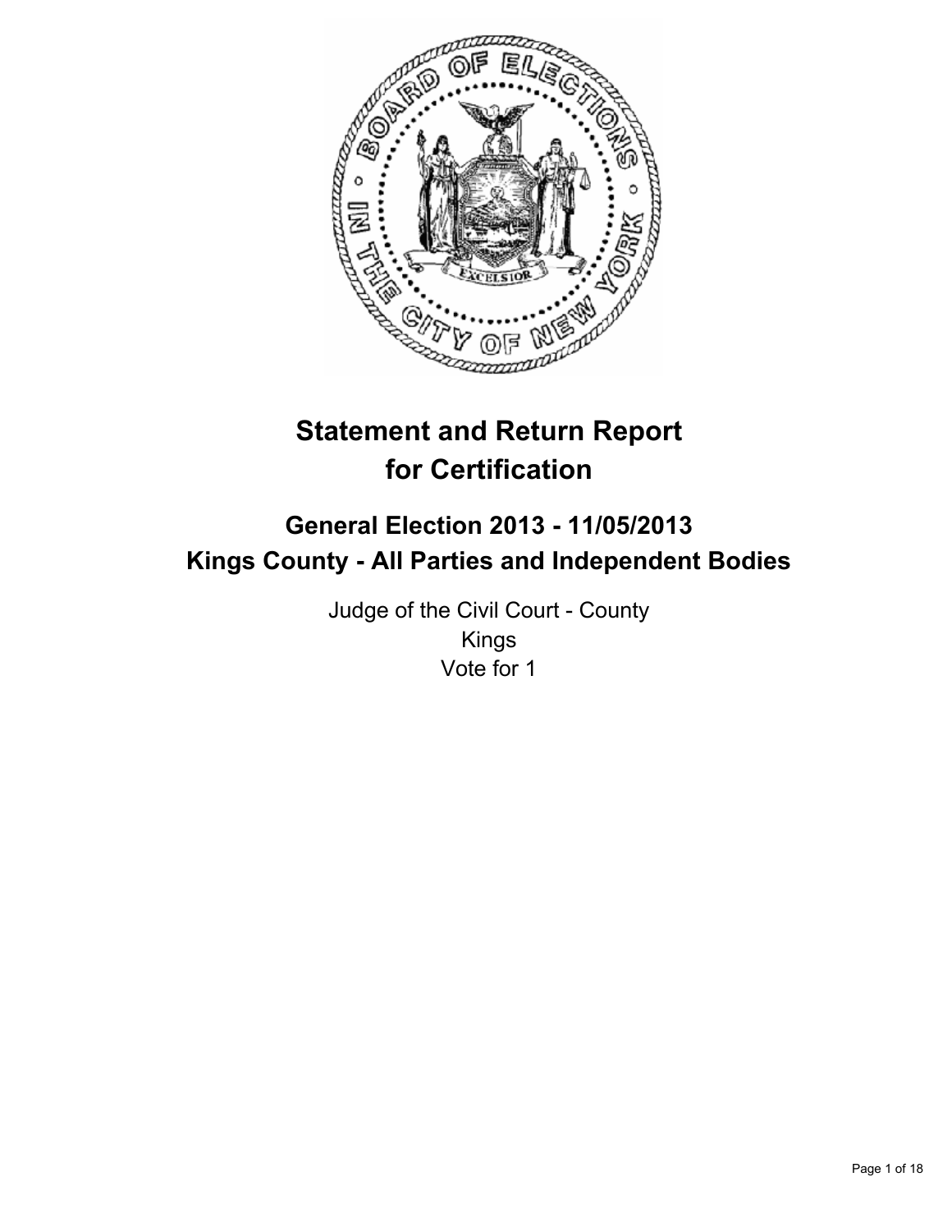# Statement and Return Report for Certification

## General Election 2013 - 11/05/2013
## Kings County - All Parties and Independent Bodies

Judge of the Civil Court - County
Kings
Vote for 1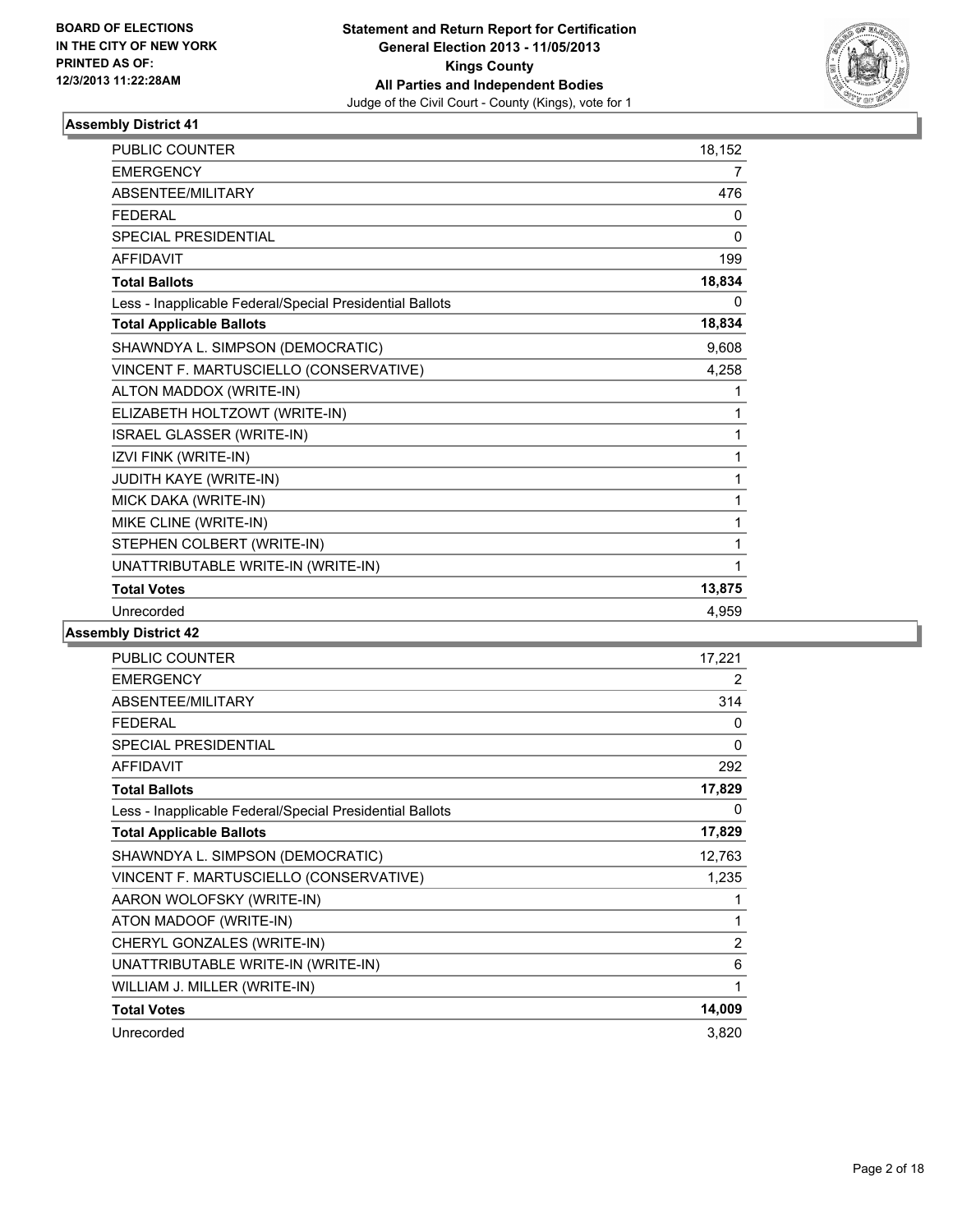BOARD OF ELECTIONS
IN THE CITY OF NEW YORK
PRINTED AS OF:
12/3/2013 11:22:28AM

**Statement and Return Report for Certification**
**General Election 2013 - 11/05/2013**
**Kings County**
**All Parties and Independent Bodies**
Judge of the Civil Court - County (Kings), vote for 1

### Assembly District 41

| | |
|---|---|
| PUBLIC COUNTER | 18,152 |
| EMERGENCY | 7 |
| ABSENTEE/MILITARY | 476 |
| FEDERAL | 0 |
| SPECIAL PRESIDENTIAL | 0 |
| AFFIDAVIT | 199 |
| **Total Ballots** | **18,834** |
| Less - Inapplicable Federal/Special Presidential Ballots | 0 |
| **Total Applicable Ballots** | **18,834** |
| SHAWNDYA L. SIMPSON (DEMOCRATIC) | 9,608 |
| VINCENT F. MARTUSCIELLO (CONSERVATIVE) | 4,258 |
| ALTON MADDOX (WRITE-IN) | 1 |
| ELIZABETH HOLTZOWT (WRITE-IN) | 1 |
| ISRAEL GLASSER (WRITE-IN) | 1 |
| IZVI FINK (WRITE-IN) | 1 |
| JUDITH KAYE (WRITE-IN) | 1 |
| MICK DAKA (WRITE-IN) | 1 |
| MIKE CLINE (WRITE-IN) | 1 |
| STEPHEN COLBERT (WRITE-IN) | 1 |
| UNATTRIBUTABLE WRITE-IN (WRITE-IN) | 1 |
| **Total Votes** | **13,875** |
| Unrecorded | 4,959 |

### Assembly District 42

| | |
|---|---|
| PUBLIC COUNTER | 17,221 |
| EMERGENCY | 2 |
| ABSENTEE/MILITARY | 314 |
| FEDERAL | 0 |
| SPECIAL PRESIDENTIAL | 0 |
| AFFIDAVIT | 292 |
| **Total Ballots** | **17,829** |
| Less - Inapplicable Federal/Special Presidential Ballots | 0 |
| **Total Applicable Ballots** | **17,829** |
| SHAWNDYA L. SIMPSON (DEMOCRATIC) | 12,763 |
| VINCENT F. MARTUSCIELLO (CONSERVATIVE) | 1,235 |
| AARON WOLOFSKY (WRITE-IN) | 1 |
| ATON MADOOF (WRITE-IN) | 1 |
| CHERYL GONZALES (WRITE-IN) | 2 |
| UNATTRIBUTABLE WRITE-IN (WRITE-IN) | 6 |
| WILLIAM J. MILLER (WRITE-IN) | 1 |
| **Total Votes** | **14,009** |
| Unrecorded | 3,820 |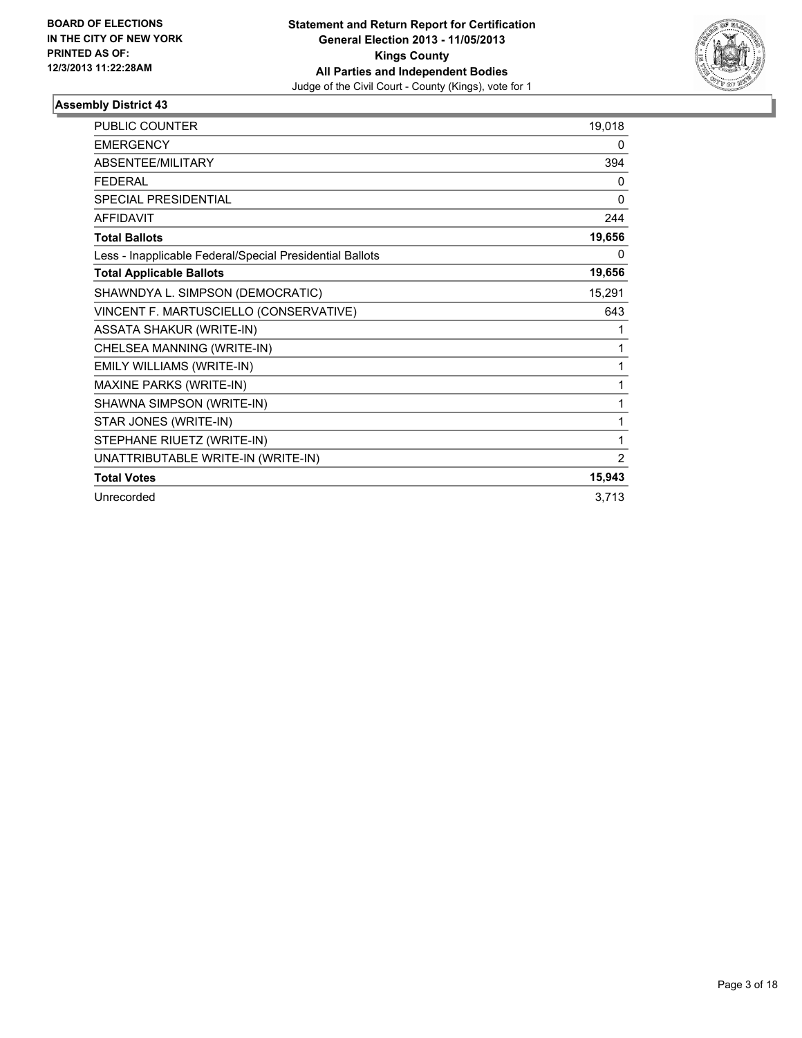**BOARD OF ELECTIONS IN THE CITY OF NEW YORK PRINTED AS OF: 12/3/2013 11:22:28AM**

**Statement and Return Report for Certification**
**General Election 2013 - 11/05/2013**
**Kings County**
**All Parties and Independent Bodies**
Judge of the Civil Court - County (Kings), vote for 1

### Assembly District 43

| | |
|---|---|
| PUBLIC COUNTER | 19,018 |
| EMERGENCY | 0 |
| ABSENTEE/MILITARY | 394 |
| FEDERAL | 0 |
| SPECIAL PRESIDENTIAL | 0 |
| AFFIDAVIT | 244 |
| **Total Ballots** | **19,656** |
| Less - Inapplicable Federal/Special Presidential Ballots | 0 |
| **Total Applicable Ballots** | **19,656** |
| SHAWNDYA L. SIMPSON (DEMOCRATIC) | 15,291 |
| VINCENT F. MARTUSCIELLO (CONSERVATIVE) | 643 |
| ASSATA SHAKUR (WRITE-IN) | 1 |
| CHELSEA MANNING (WRITE-IN) | 1 |
| EMILY WILLIAMS (WRITE-IN) | 1 |
| MAXINE PARKS (WRITE-IN) | 1 |
| SHAWNA SIMPSON (WRITE-IN) | 1 |
| STAR JONES (WRITE-IN) | 1 |
| STEPHANE RIUETZ (WRITE-IN) | 1 |
| UNATTRIBUTABLE WRITE-IN (WRITE-IN) | 2 |
| **Total Votes** | **15,943** |
| Unrecorded | 3,713 |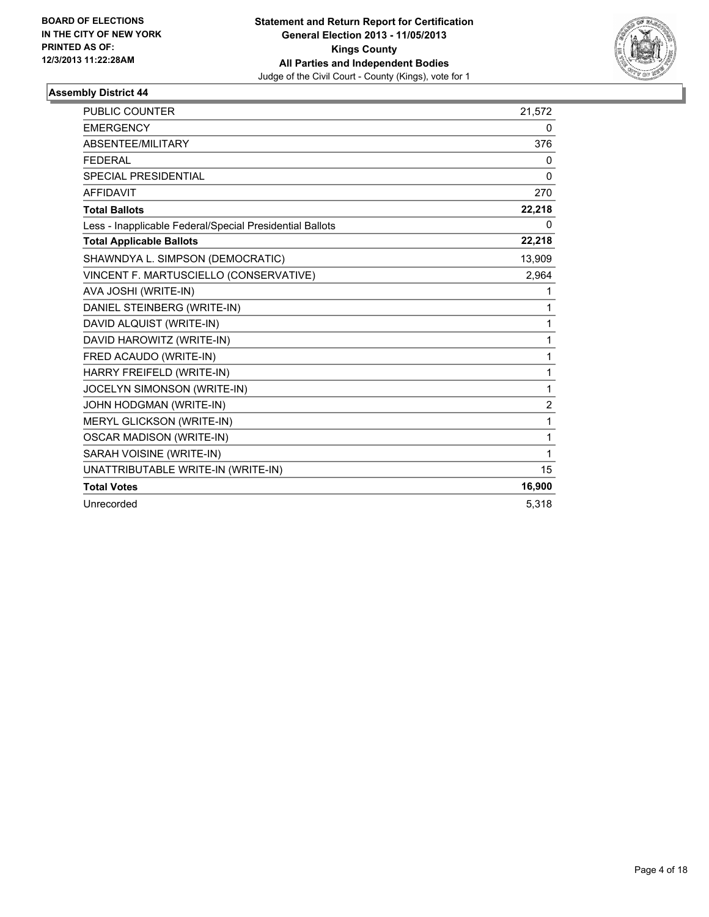**BOARD OF ELECTIONS IN THE CITY OF NEW YORK PRINTED AS OF: 12/3/2013 11:22:28AM**

**Statement and Return Report for Certification**
**General Election 2013 - 11/05/2013**
**Kings County**
**All Parties and Independent Bodies**
Judge of the Civil Court - County (Kings), vote for 1

### Assembly District 44

| | |
|---|---|
| PUBLIC COUNTER | 21,572 |
| EMERGENCY | 0 |
| ABSENTEE/MILITARY | 376 |
| FEDERAL | 0 |
| SPECIAL PRESIDENTIAL | 0 |
| AFFIDAVIT | 270 |
| **Total Ballots** | **22,218** |
| Less - Inapplicable Federal/Special Presidential Ballots | 0 |
| **Total Applicable Ballots** | **22,218** |
| SHAWNDYA L. SIMPSON (DEMOCRATIC) | 13,909 |
| VINCENT F. MARTUSCIELLO (CONSERVATIVE) | 2,964 |
| AVA JOSHI (WRITE-IN) | 1 |
| DANIEL STEINBERG (WRITE-IN) | 1 |
| DAVID ALQUIST (WRITE-IN) | 1 |
| DAVID HAROWITZ (WRITE-IN) | 1 |
| FRED ACAUDO (WRITE-IN) | 1 |
| HARRY FREIFELD (WRITE-IN) | 1 |
| JOCELYN SIMONSON (WRITE-IN) | 1 |
| JOHN HODGMAN (WRITE-IN) | 2 |
| MERYL GLICKSON (WRITE-IN) | 1 |
| OSCAR MADISON (WRITE-IN) | 1 |
| SARAH VOISINE (WRITE-IN) | 1 |
| UNATTRIBUTABLE WRITE-IN (WRITE-IN) | 15 |
| **Total Votes** | **16,900** |
| Unrecorded | 5,318 |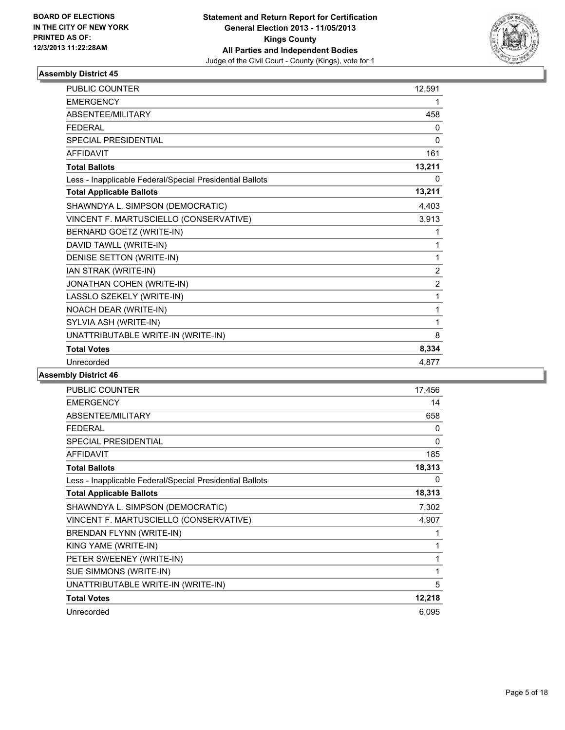BOARD OF ELECTIONS
IN THE CITY OF NEW YORK
PRINTED AS OF:
12/3/2013 11:22:28AM

**Statement and Return Report for Certification**
**General Election 2013 - 11/05/2013**
**Kings County**
**All Parties and Independent Bodies**
Judge of the Civil Court - County (Kings), vote for 1

### Assembly District 45

| | |
|---|---|
| PUBLIC COUNTER | 12,591 |
| EMERGENCY | 1 |
| ABSENTEE/MILITARY | 458 |
| FEDERAL | 0 |
| SPECIAL PRESIDENTIAL | 0 |
| AFFIDAVIT | 161 |
| **Total Ballots** | **13,211** |
| Less - Inapplicable Federal/Special Presidential Ballots | 0 |
| **Total Applicable Ballots** | **13,211** |
| SHAWNDYA L. SIMPSON (DEMOCRATIC) | 4,403 |
| VINCENT F. MARTUSCIELLO (CONSERVATIVE) | 3,913 |
| BERNARD GOETZ (WRITE-IN) | 1 |
| DAVID TAWLL (WRITE-IN) | 1 |
| DENISE SETTON (WRITE-IN) | 1 |
| IAN STRAK (WRITE-IN) | 2 |
| JONATHAN COHEN (WRITE-IN) | 2 |
| LASSLO SZEKELY (WRITE-IN) | 1 |
| NOACH DEAR (WRITE-IN) | 1 |
| SYLVIA ASH (WRITE-IN) | 1 |
| UNATTRIBUTABLE WRITE-IN (WRITE-IN) | 8 |
| **Total Votes** | **8,334** |
| Unrecorded | 4,877 |

### Assembly District 46

| | |
|---|---|
| PUBLIC COUNTER | 17,456 |
| EMERGENCY | 14 |
| ABSENTEE/MILITARY | 658 |
| FEDERAL | 0 |
| SPECIAL PRESIDENTIAL | 0 |
| AFFIDAVIT | 185 |
| **Total Ballots** | **18,313** |
| Less - Inapplicable Federal/Special Presidential Ballots | 0 |
| **Total Applicable Ballots** | **18,313** |
| SHAWNDYA L. SIMPSON (DEMOCRATIC) | 7,302 |
| VINCENT F. MARTUSCIELLO (CONSERVATIVE) | 4,907 |
| BRENDAN FLYNN (WRITE-IN) | 1 |
| KING YAME (WRITE-IN) | 1 |
| PETER SWEENEY (WRITE-IN) | 1 |
| SUE SIMMONS (WRITE-IN) | 1 |
| UNATTRIBUTABLE WRITE-IN (WRITE-IN) | 5 |
| **Total Votes** | **12,218** |
| Unrecorded | 6,095 |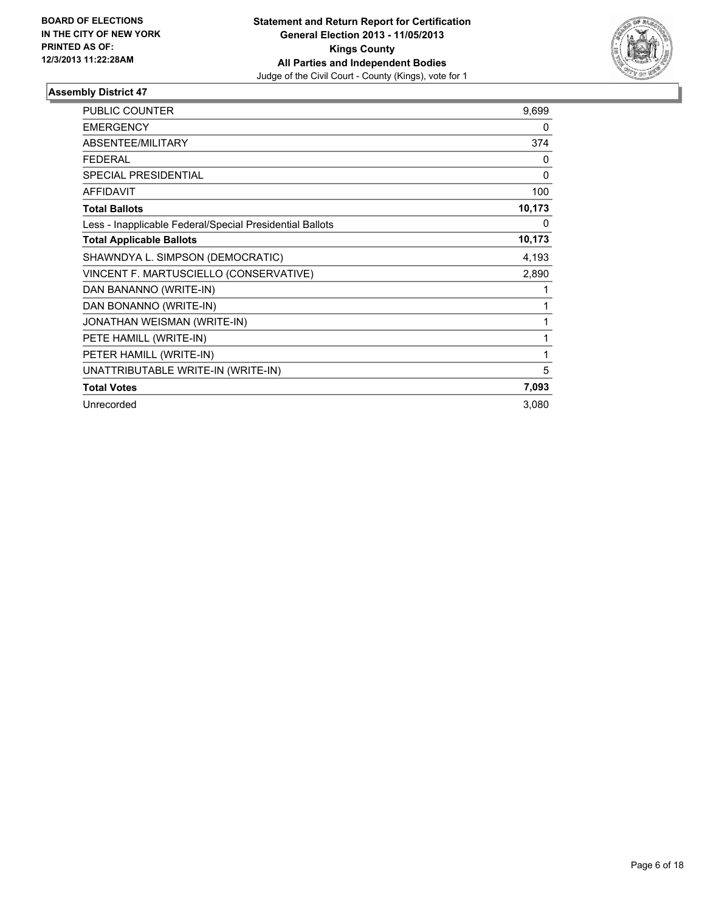**BOARD OF ELECTIONS IN THE CITY OF NEW YORK PRINTED AS OF: 12/3/2013 11:22:28AM**

**Statement and Return Report for Certification General Election 2013 - 11/05/2013 Kings County All Parties and Independent Bodies**

Judge of the Civil Court - County (Kings), vote for 1

**Assembly District 47**

| | |
|---|---|
| PUBLIC COUNTER | 9,699 |
| EMERGENCY | 0 |
| ABSENTEE/MILITARY | 374 |
| FEDERAL | 0 |
| SPECIAL PRESIDENTIAL | 0 |
| AFFIDAVIT | 100 |
| **Total Ballots** | **10,173** |
| Less - Inapplicable Federal/Special Presidential Ballots | 0 |
| **Total Applicable Ballots** | **10,173** |
| SHAWNDYA L. SIMPSON (DEMOCRATIC) | 4,193 |
| VINCENT F. MARTUSCIELLO (CONSERVATIVE) | 2,890 |
| DAN BANANNO (WRITE-IN) | 1 |
| DAN BONANNO (WRITE-IN) | 1 |
| JONATHAN WEISMAN (WRITE-IN) | 1 |
| PETE HAMILL (WRITE-IN) | 1 |
| PETER HAMILL (WRITE-IN) | 1 |
| UNATTRIBUTABLE WRITE-IN (WRITE-IN) | 5 |
| **Total Votes** | **7,093** |
| Unrecorded | 3,080 |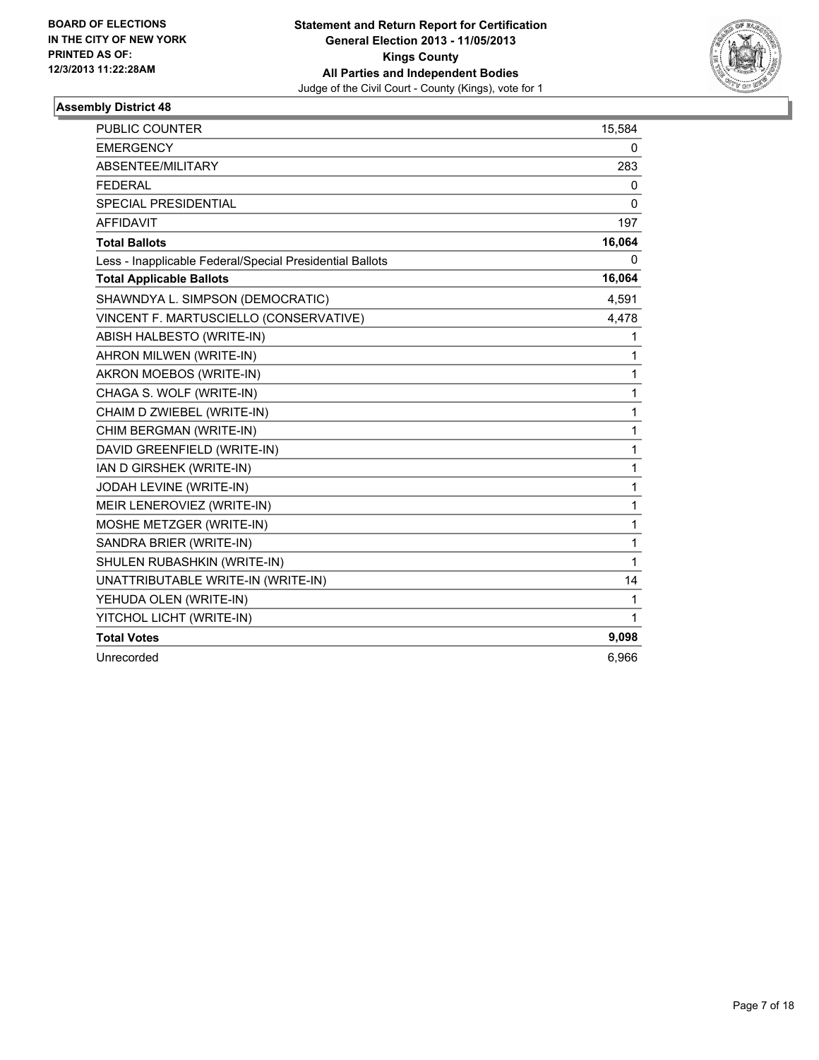BOARD OF ELECTIONS
IN THE CITY OF NEW YORK
PRINTED AS OF:
12/3/2013 11:22:28AM

**Statement and Return Report for Certification**
**General Election 2013 - 11/05/2013**
**Kings County**
**All Parties and Independent Bodies**
Judge of the Civil Court - County (Kings), vote for 1

### Assembly District 48

| | |
|---|---|
| PUBLIC COUNTER | 15,584 |
| EMERGENCY | 0 |
| ABSENTEE/MILITARY | 283 |
| FEDERAL | 0 |
| SPECIAL PRESIDENTIAL | 0 |
| AFFIDAVIT | 197 |
| **Total Ballots** | **16,064** |
| Less - Inapplicable Federal/Special Presidential Ballots | 0 |
| **Total Applicable Ballots** | **16,064** |
| SHAWNDYA L. SIMPSON (DEMOCRATIC) | 4,591 |
| VINCENT F. MARTUSCIELLO (CONSERVATIVE) | 4,478 |
| ABISH HALBESTO (WRITE-IN) | 1 |
| AHRON MILWEN (WRITE-IN) | 1 |
| AKRON MOEBOS (WRITE-IN) | 1 |
| CHAGA S. WOLF (WRITE-IN) | 1 |
| CHAIM D ZWIEBEL (WRITE-IN) | 1 |
| CHIM BERGMAN (WRITE-IN) | 1 |
| DAVID GREENFIELD (WRITE-IN) | 1 |
| IAN D GIRSHEK (WRITE-IN) | 1 |
| JODAH LEVINE (WRITE-IN) | 1 |
| MEIR LENEROVIEZ (WRITE-IN) | 1 |
| MOSHE METZGER (WRITE-IN) | 1 |
| SANDRA BRIER (WRITE-IN) | 1 |
| SHULEN RUBASHKIN (WRITE-IN) | 1 |
| UNATTRIBUTABLE WRITE-IN (WRITE-IN) | 14 |
| YEHUDA OLEN (WRITE-IN) | 1 |
| YITCHOL LICHT (WRITE-IN) | 1 |
| **Total Votes** | **9,098** |
| Unrecorded | 6,966 |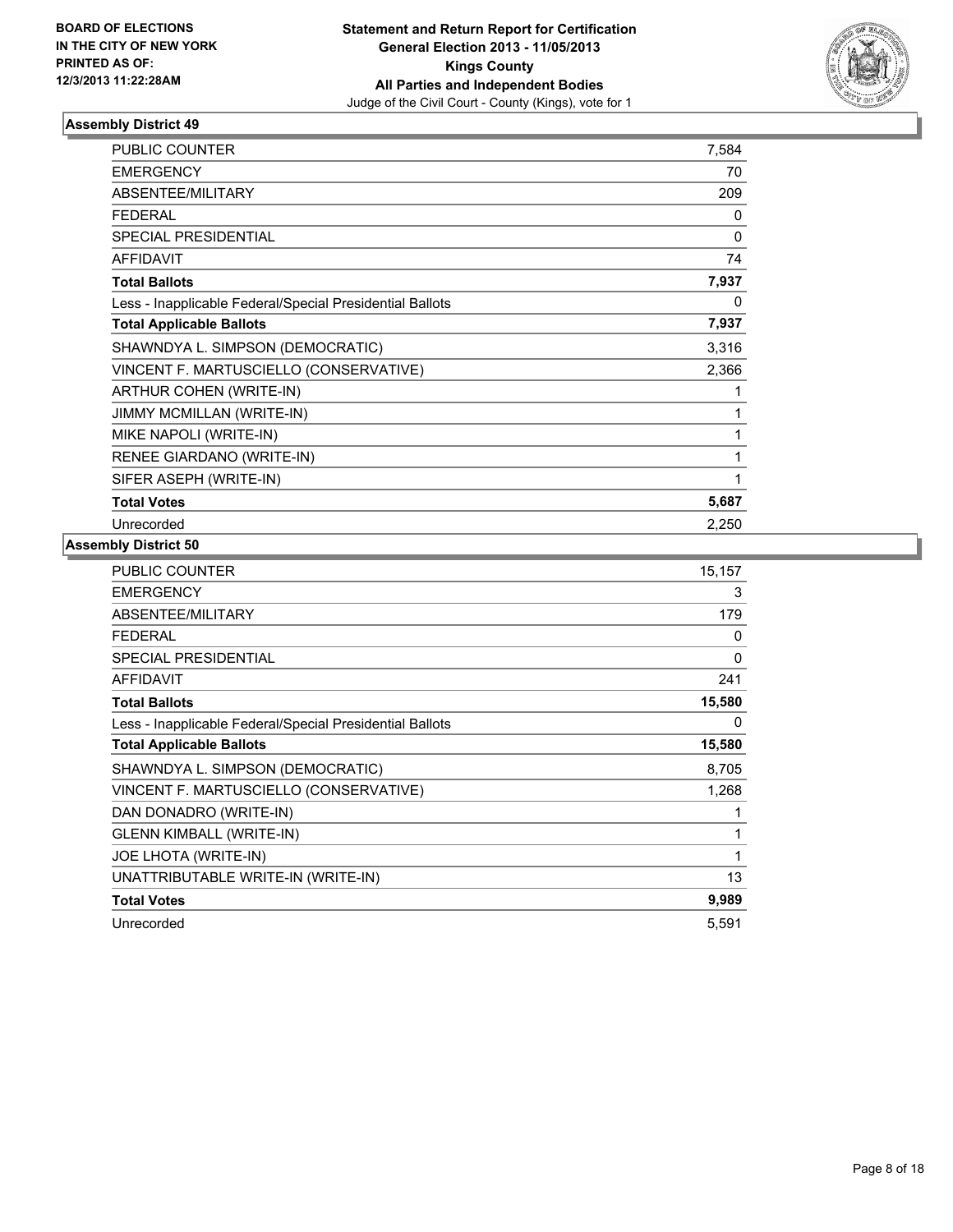**BOARD OF ELECTIONS IN THE CITY OF NEW YORK PRINTED AS OF: 12/3/2013 11:22:28AM**

**Statement and Return Report for Certification General Election 2013 - 11/05/2013 Kings County All Parties and Independent Bodies**

Judge of the Civil Court - County (Kings), vote for 1

### Assembly District 49

| | |
|---|---|
| PUBLIC COUNTER | 7,584 |
| EMERGENCY | 70 |
| ABSENTEE/MILITARY | 209 |
| FEDERAL | 0 |
| SPECIAL PRESIDENTIAL | 0 |
| AFFIDAVIT | 74 |
| **Total Ballots** | **7,937** |
| Less - Inapplicable Federal/Special Presidential Ballots | 0 |
| **Total Applicable Ballots** | **7,937** |
| SHAWNDYA L. SIMPSON (DEMOCRATIC) | 3,316 |
| VINCENT F. MARTUSCIELLO (CONSERVATIVE) | 2,366 |
| ARTHUR COHEN (WRITE-IN) | 1 |
| JIMMY MCMILLAN (WRITE-IN) | 1 |
| MIKE NAPOLI (WRITE-IN) | 1 |
| RENEE GIARDANO (WRITE-IN) | 1 |
| SIFER ASEPH (WRITE-IN) | 1 |
| **Total Votes** | **5,687** |
| Unrecorded | 2,250 |

### Assembly District 50

| | |
|---|---|
| PUBLIC COUNTER | 15,157 |
| EMERGENCY | 3 |
| ABSENTEE/MILITARY | 179 |
| FEDERAL | 0 |
| SPECIAL PRESIDENTIAL | 0 |
| AFFIDAVIT | 241 |
| **Total Ballots** | **15,580** |
| Less - Inapplicable Federal/Special Presidential Ballots | 0 |
| **Total Applicable Ballots** | **15,580** |
| SHAWNDYA L. SIMPSON (DEMOCRATIC) | 8,705 |
| VINCENT F. MARTUSCIELLO (CONSERVATIVE) | 1,268 |
| DAN DONADRO (WRITE-IN) | 1 |
| GLENN KIMBALL (WRITE-IN) | 1 |
| JOE LHOTA (WRITE-IN) | 1 |
| UNATTRIBUTABLE WRITE-IN (WRITE-IN) | 13 |
| **Total Votes** | **9,989** |
| Unrecorded | 5,591 |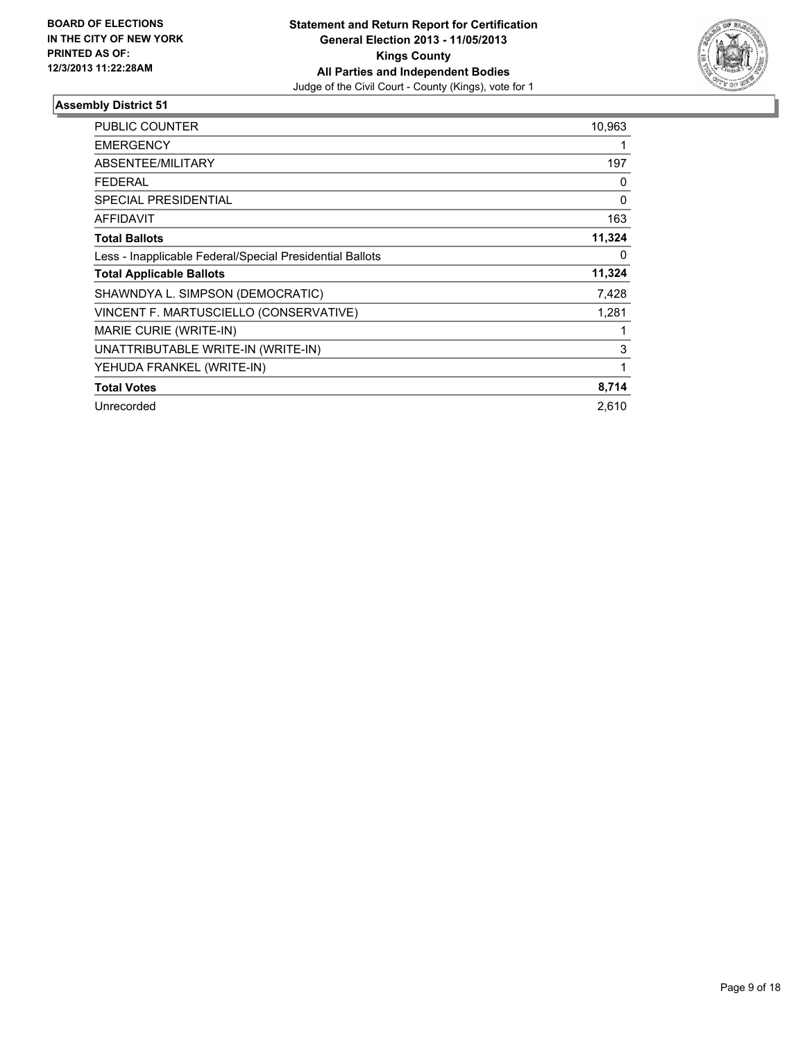**BOARD OF ELECTIONS IN THE CITY OF NEW YORK PRINTED AS OF: 12/3/2013 11:22:28AM**

**Statement and Return Report for Certification General Election 2013 - 11/05/2013 Kings County All Parties and Independent Bodies**

Judge of the Civil Court - County (Kings), vote for 1

## Assembly District 51

| | |
|---|---|
| PUBLIC COUNTER | 10,963 |
| EMERGENCY | 1 |
| ABSENTEE/MILITARY | 197 |
| FEDERAL | 0 |
| SPECIAL PRESIDENTIAL | 0 |
| AFFIDAVIT | 163 |
| **Total Ballots** | **11,324** |
| Less - Inapplicable Federal/Special Presidential Ballots | 0 |
| **Total Applicable Ballots** | **11,324** |
| SHAWNDYA L. SIMPSON (DEMOCRATIC) | 7,428 |
| VINCENT F. MARTUSCIELLO (CONSERVATIVE) | 1,281 |
| MARIE CURIE (WRITE-IN) | 1 |
| UNATTRIBUTABLE WRITE-IN (WRITE-IN) | 3 |
| YEHUDA FRANKEL (WRITE-IN) | 1 |
| **Total Votes** | **8,714** |
| Unrecorded | 2,610 |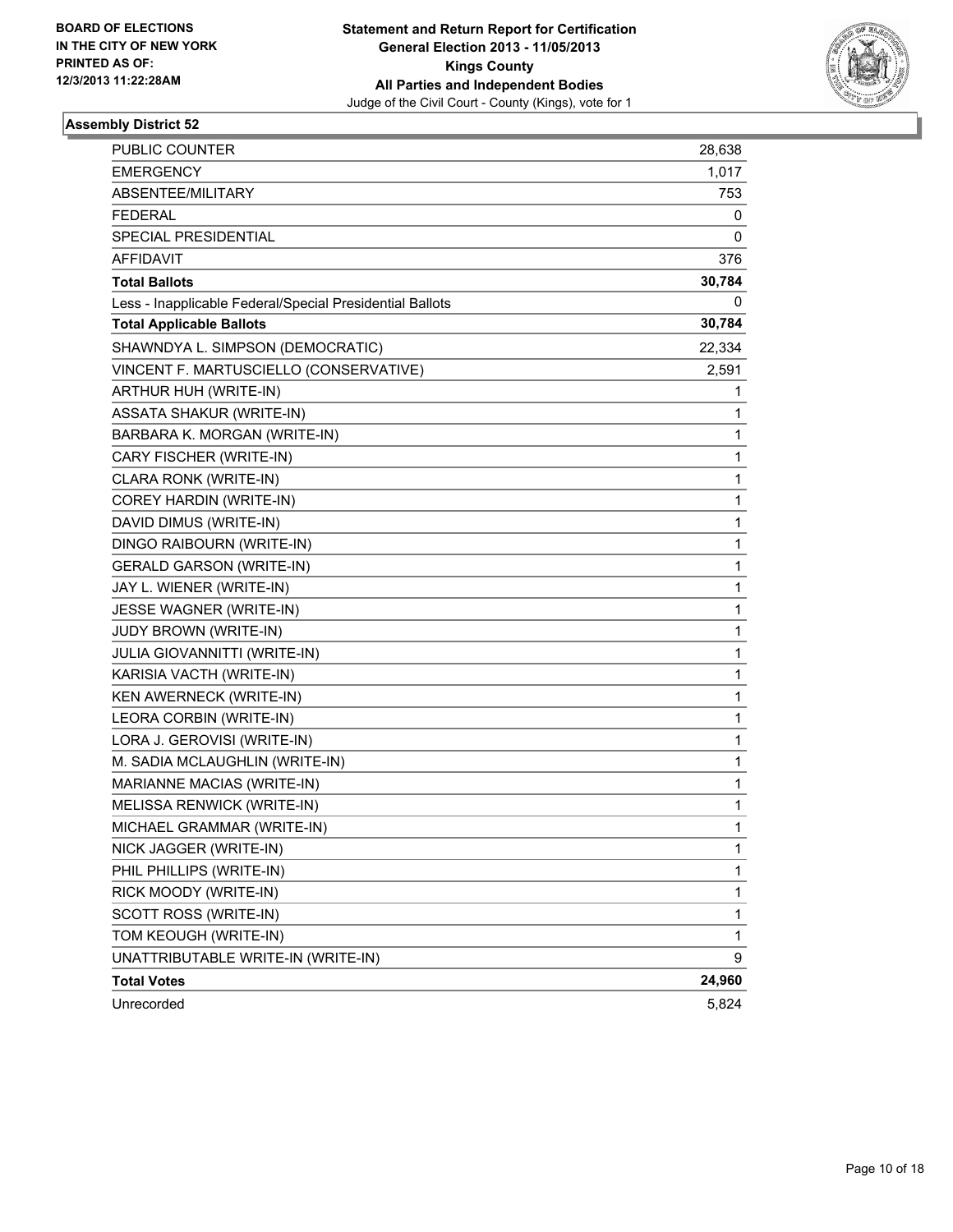**BOARD OF ELECTIONS IN THE CITY OF NEW YORK PRINTED AS OF: 12/3/2013 11:22:28AM**

**Statement and Return Report for Certification General Election 2013 - 11/05/2013 Kings County All Parties and Independent Bodies**
Judge of the Civil Court - County (Kings), vote for 1

### Assembly District 52

| | |
|---|---|
| PUBLIC COUNTER | 28,638 |
| EMERGENCY | 1,017 |
| ABSENTEE/MILITARY | 753 |
| FEDERAL | 0 |
| SPECIAL PRESIDENTIAL | 0 |
| AFFIDAVIT | 376 |
| **Total Ballots** | **30,784** |
| Less - Inapplicable Federal/Special Presidential Ballots | 0 |
| **Total Applicable Ballots** | **30,784** |
| SHAWNDYA L. SIMPSON (DEMOCRATIC) | 22,334 |
| VINCENT F. MARTUSCIELLO (CONSERVATIVE) | 2,591 |
| ARTHUR HUH (WRITE-IN) | 1 |
| ASSATA SHAKUR (WRITE-IN) | 1 |
| BARBARA K. MORGAN (WRITE-IN) | 1 |
| CARY FISCHER (WRITE-IN) | 1 |
| CLARA RONK (WRITE-IN) | 1 |
| COREY HARDIN (WRITE-IN) | 1 |
| DAVID DIMUS (WRITE-IN) | 1 |
| DINGO RAIBOURN (WRITE-IN) | 1 |
| GERALD GARSON (WRITE-IN) | 1 |
| JAY L. WIENER (WRITE-IN) | 1 |
| JESSE WAGNER (WRITE-IN) | 1 |
| JUDY BROWN (WRITE-IN) | 1 |
| JULIA GIOVANNITTI (WRITE-IN) | 1 |
| KARISIA VACTH (WRITE-IN) | 1 |
| KEN AWERNECK (WRITE-IN) | 1 |
| LEORA CORBIN (WRITE-IN) | 1 |
| LORA J. GEROVISI (WRITE-IN) | 1 |
| M. SADIA MCLAUGHLIN (WRITE-IN) | 1 |
| MARIANNE MACIAS (WRITE-IN) | 1 |
| MELISSA RENWICK (WRITE-IN) | 1 |
| MICHAEL GRAMMAR (WRITE-IN) | 1 |
| NICK JAGGER (WRITE-IN) | 1 |
| PHIL PHILLIPS (WRITE-IN) | 1 |
| RICK MOODY (WRITE-IN) | 1 |
| SCOTT ROSS (WRITE-IN) | 1 |
| TOM KEOUGH (WRITE-IN) | 1 |
| UNATTRIBUTABLE WRITE-IN (WRITE-IN) | 9 |
| **Total Votes** | **24,960** |
| Unrecorded | 5,824 |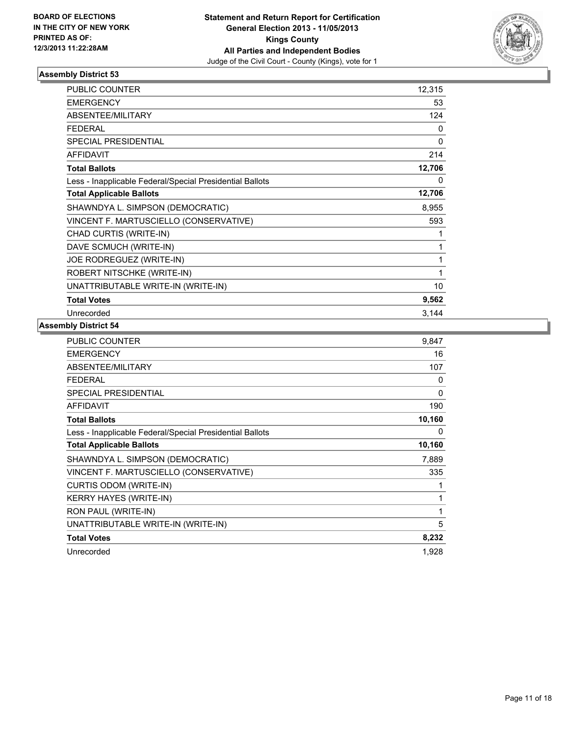**BOARD OF ELECTIONS IN THE CITY OF NEW YORK PRINTED AS OF: 12/3/2013 11:22:28AM**

**Statement and Return Report for Certification General Election 2013 - 11/05/2013 Kings County All Parties and Independent Bodies**

Judge of the Civil Court - County (Kings), vote for 1

### Assembly District 53

| | |
|---|---|
| PUBLIC COUNTER | 12,315 |
| EMERGENCY | 53 |
| ABSENTEE/MILITARY | 124 |
| FEDERAL | 0 |
| SPECIAL PRESIDENTIAL | 0 |
| AFFIDAVIT | 214 |
| **Total Ballots** | **12,706** |
| Less - Inapplicable Federal/Special Presidential Ballots | 0 |
| **Total Applicable Ballots** | **12,706** |
| SHAWNDYA L. SIMPSON (DEMOCRATIC) | 8,955 |
| VINCENT F. MARTUSCIELLO (CONSERVATIVE) | 593 |
| CHAD CURTIS (WRITE-IN) | 1 |
| DAVE SCMUCH (WRITE-IN) | 1 |
| JOE RODREGUEZ (WRITE-IN) | 1 |
| ROBERT NITSCHKE (WRITE-IN) | 1 |
| UNATTRIBUTABLE WRITE-IN (WRITE-IN) | 10 |
| **Total Votes** | **9,562** |
| Unrecorded | 3,144 |

### Assembly District 54

| | |
|---|---|
| PUBLIC COUNTER | 9,847 |
| EMERGENCY | 16 |
| ABSENTEE/MILITARY | 107 |
| FEDERAL | 0 |
| SPECIAL PRESIDENTIAL | 0 |
| AFFIDAVIT | 190 |
| **Total Ballots** | **10,160** |
| Less - Inapplicable Federal/Special Presidential Ballots | 0 |
| **Total Applicable Ballots** | **10,160** |
| SHAWNDYA L. SIMPSON (DEMOCRATIC) | 7,889 |
| VINCENT F. MARTUSCIELLO (CONSERVATIVE) | 335 |
| CURTIS ODOM (WRITE-IN) | 1 |
| KERRY HAYES (WRITE-IN) | 1 |
| RON PAUL (WRITE-IN) | 1 |
| UNATTRIBUTABLE WRITE-IN (WRITE-IN) | 5 |
| **Total Votes** | **8,232** |
| Unrecorded | 1,928 |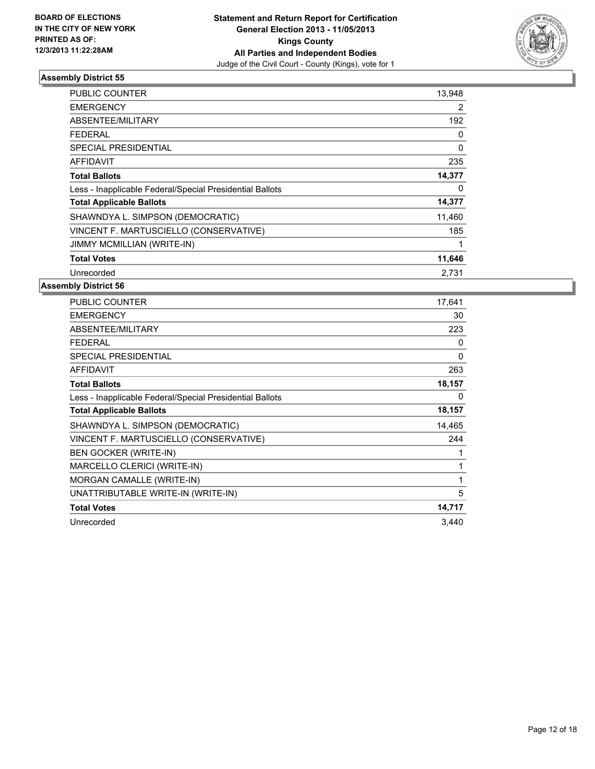**BOARD OF ELECTIONS IN THE CITY OF NEW YORK PRINTED AS OF: 12/3/2013 11:22:28AM**

**Statement and Return Report for Certification General Election 2013 - 11/05/2013 Kings County All Parties and Independent Bodies**

Judge of the Civil Court - County (Kings), vote for 1

### Assembly District 55

| | |
|---|---|
| PUBLIC COUNTER | 13,948 |
| EMERGENCY | 2 |
| ABSENTEE/MILITARY | 192 |
| FEDERAL | 0 |
| SPECIAL PRESIDENTIAL | 0 |
| AFFIDAVIT | 235 |
| **Total Ballots** | **14,377** |
| Less - Inapplicable Federal/Special Presidential Ballots | 0 |
| **Total Applicable Ballots** | **14,377** |
| SHAWNDYA L. SIMPSON (DEMOCRATIC) | 11,460 |
| VINCENT F. MARTUSCIELLO (CONSERVATIVE) | 185 |
| JIMMY MCMILLIAN (WRITE-IN) | 1 |
| **Total Votes** | **11,646** |
| Unrecorded | 2,731 |

### Assembly District 56

| | |
|---|---|
| PUBLIC COUNTER | 17,641 |
| EMERGENCY | 30 |
| ABSENTEE/MILITARY | 223 |
| FEDERAL | 0 |
| SPECIAL PRESIDENTIAL | 0 |
| AFFIDAVIT | 263 |
| **Total Ballots** | **18,157** |
| Less - Inapplicable Federal/Special Presidential Ballots | 0 |
| **Total Applicable Ballots** | **18,157** |
| SHAWNDYA L. SIMPSON (DEMOCRATIC) | 14,465 |
| VINCENT F. MARTUSCIELLO (CONSERVATIVE) | 244 |
| BEN GOCKER (WRITE-IN) | 1 |
| MARCELLO CLERICI (WRITE-IN) | 1 |
| MORGAN CAMALLE (WRITE-IN) | 1 |
| UNATTRIBUTABLE WRITE-IN (WRITE-IN) | 5 |
| **Total Votes** | **14,717** |
| Unrecorded | 3,440 |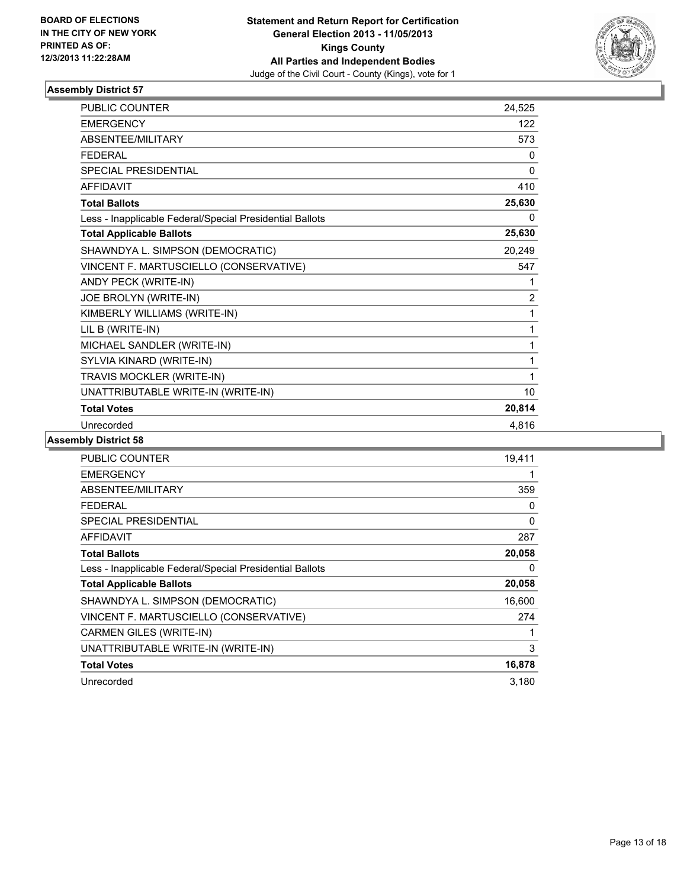BOARD OF ELECTIONS
IN THE CITY OF NEW YORK
PRINTED AS OF:
12/3/2013 11:22:28AM

**Statement and Return Report for Certification**
**General Election 2013 - 11/05/2013**
**Kings County**
**All Parties and Independent Bodies**
Judge of the Civil Court - County (Kings), vote for 1

### Assembly District 57

| | |
|---|---|
| PUBLIC COUNTER | 24,525 |
| EMERGENCY | 122 |
| ABSENTEE/MILITARY | 573 |
| FEDERAL | 0 |
| SPECIAL PRESIDENTIAL | 0 |
| AFFIDAVIT | 410 |
| **Total Ballots** | **25,630** |
| Less - Inapplicable Federal/Special Presidential Ballots | 0 |
| **Total Applicable Ballots** | **25,630** |
| SHAWNDYA L. SIMPSON (DEMOCRATIC) | 20,249 |
| VINCENT F. MARTUSCIELLO (CONSERVATIVE) | 547 |
| ANDY PECK (WRITE-IN) | 1 |
| JOE BROLYN (WRITE-IN) | 2 |
| KIMBERLY WILLIAMS (WRITE-IN) | 1 |
| LIL B (WRITE-IN) | 1 |
| MICHAEL SANDLER (WRITE-IN) | 1 |
| SYLVIA KINARD (WRITE-IN) | 1 |
| TRAVIS MOCKLER (WRITE-IN) | 1 |
| UNATTRIBUTABLE WRITE-IN (WRITE-IN) | 10 |
| **Total Votes** | **20,814** |
| Unrecorded | 4,816 |

### Assembly District 58

| | |
|---|---|
| PUBLIC COUNTER | 19,411 |
| EMERGENCY | 1 |
| ABSENTEE/MILITARY | 359 |
| FEDERAL | 0 |
| SPECIAL PRESIDENTIAL | 0 |
| AFFIDAVIT | 287 |
| **Total Ballots** | **20,058** |
| Less - Inapplicable Federal/Special Presidential Ballots | 0 |
| **Total Applicable Ballots** | **20,058** |
| SHAWNDYA L. SIMPSON (DEMOCRATIC) | 16,600 |
| VINCENT F. MARTUSCIELLO (CONSERVATIVE) | 274 |
| CARMEN GILES (WRITE-IN) | 1 |
| UNATTRIBUTABLE WRITE-IN (WRITE-IN) | 3 |
| **Total Votes** | **16,878** |
| Unrecorded | 3,180 |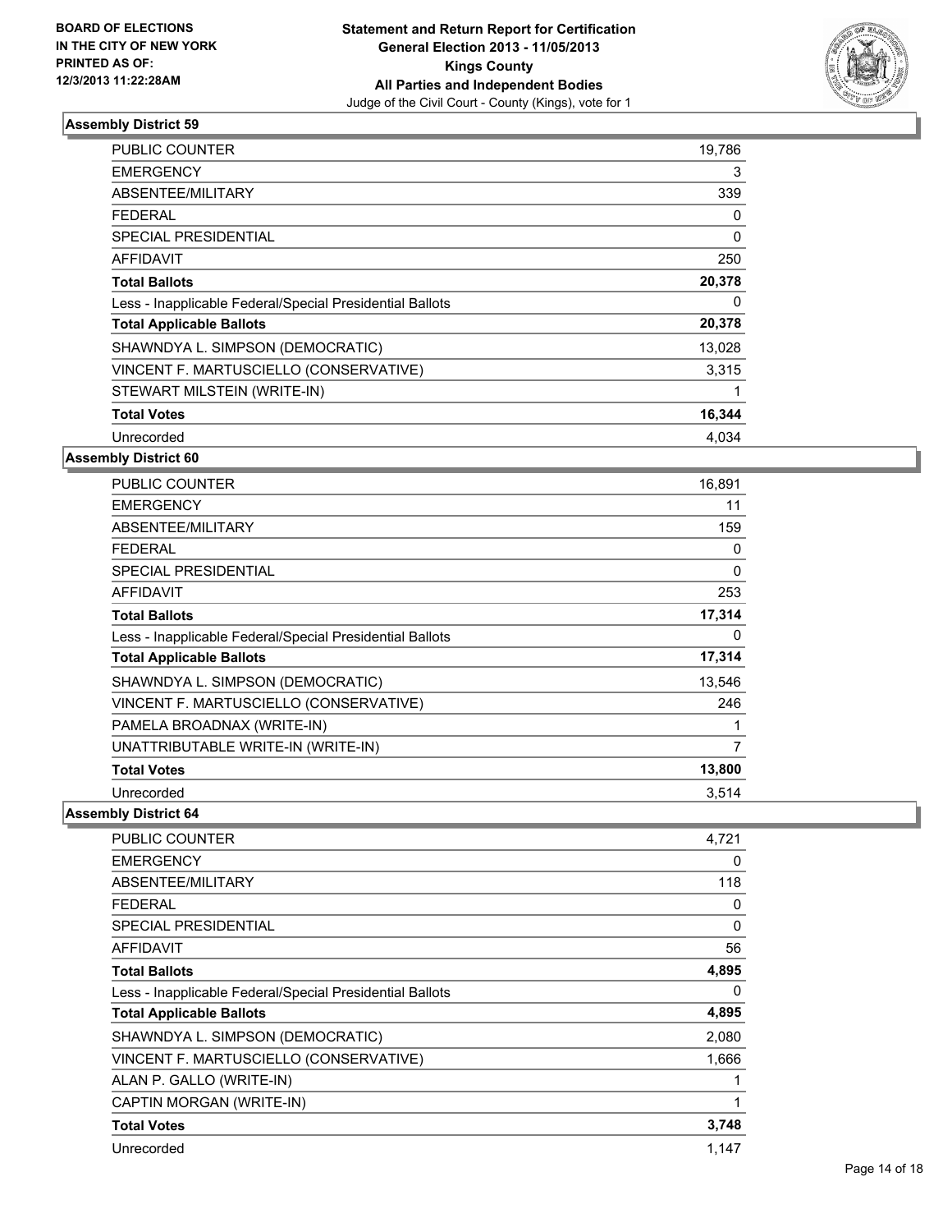**BOARD OF ELECTIONS IN THE CITY OF NEW YORK PRINTED AS OF: 12/3/2013 11:22:28AM**

**Statement and Return Report for Certification General Election 2013 - 11/05/2013 Kings County All Parties and Independent Bodies**

Judge of the Civil Court - County (Kings), vote for 1

### Assembly District 59

| | |
|---|---|
| PUBLIC COUNTER | 19,786 |
| EMERGENCY | 3 |
| ABSENTEE/MILITARY | 339 |
| FEDERAL | 0 |
| SPECIAL PRESIDENTIAL | 0 |
| AFFIDAVIT | 250 |
| **Total Ballots** | **20,378** |
| Less - Inapplicable Federal/Special Presidential Ballots | 0 |
| **Total Applicable Ballots** | **20,378** |
| SHAWNDYA L. SIMPSON (DEMOCRATIC) | 13,028 |
| VINCENT F. MARTUSCIELLO (CONSERVATIVE) | 3,315 |
| STEWART MILSTEIN (WRITE-IN) | 1 |
| **Total Votes** | **16,344** |
| Unrecorded | 4,034 |

### Assembly District 60

| | |
|---|---|
| PUBLIC COUNTER | 16,891 |
| EMERGENCY | 11 |
| ABSENTEE/MILITARY | 159 |
| FEDERAL | 0 |
| SPECIAL PRESIDENTIAL | 0 |
| AFFIDAVIT | 253 |
| **Total Ballots** | **17,314** |
| Less - Inapplicable Federal/Special Presidential Ballots | 0 |
| **Total Applicable Ballots** | **17,314** |
| SHAWNDYA L. SIMPSON (DEMOCRATIC) | 13,546 |
| VINCENT F. MARTUSCIELLO (CONSERVATIVE) | 246 |
| PAMELA BROADNAX (WRITE-IN) | 1 |
| UNATTRIBUTABLE WRITE-IN (WRITE-IN) | 7 |
| **Total Votes** | **13,800** |
| Unrecorded | 3,514 |

### Assembly District 64

| | |
|---|---|
| PUBLIC COUNTER | 4,721 |
| EMERGENCY | 0 |
| ABSENTEE/MILITARY | 118 |
| FEDERAL | 0 |
| SPECIAL PRESIDENTIAL | 0 |
| AFFIDAVIT | 56 |
| **Total Ballots** | **4,895** |
| Less - Inapplicable Federal/Special Presidential Ballots | 0 |
| **Total Applicable Ballots** | **4,895** |
| SHAWNDYA L. SIMPSON (DEMOCRATIC) | 2,080 |
| VINCENT F. MARTUSCIELLO (CONSERVATIVE) | 1,666 |
| ALAN P. GALLO (WRITE-IN) | 1 |
| CAPTIN MORGAN (WRITE-IN) | 1 |
| **Total Votes** | **3,748** |
| Unrecorded | 1,147 |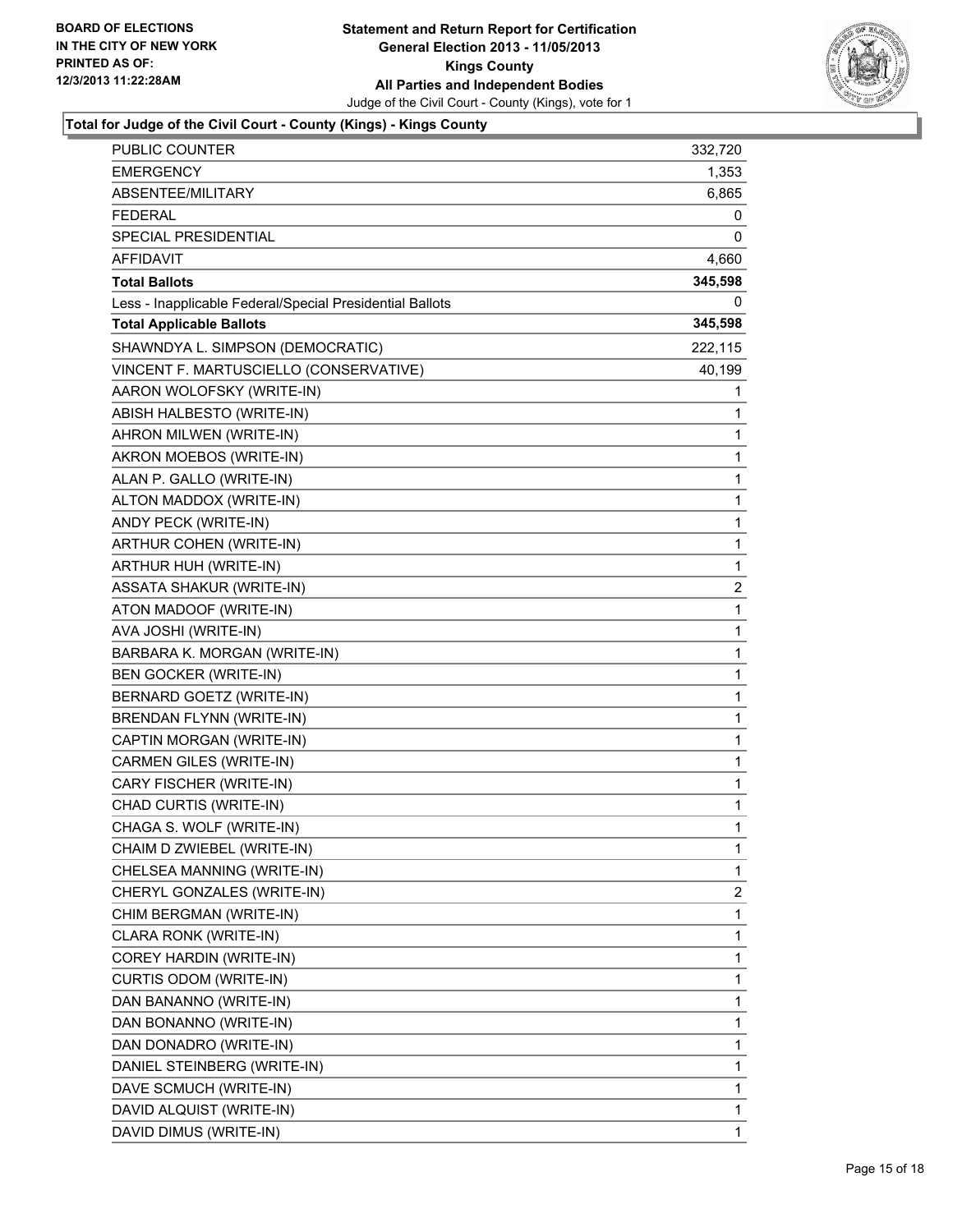**BOARD OF ELECTIONS IN THE CITY OF NEW YORK PRINTED AS OF: 12/3/2013 11:22:28AM**

**Statement and Return Report for Certification General Election 2013 - 11/05/2013 Kings County All Parties and Independent Bodies**

Judge of the Civil Court - County (Kings), vote for 1

### Total for Judge of the Civil Court - County (Kings) - Kings County

| | |
|---|---|
| PUBLIC COUNTER | 332,720 |
| EMERGENCY | 1,353 |
| ABSENTEE/MILITARY | 6,865 |
| FEDERAL | 0 |
| SPECIAL PRESIDENTIAL | 0 |
| AFFIDAVIT | 4,660 |
| **Total Ballots** | **345,598** |
| Less - Inapplicable Federal/Special Presidential Ballots | 0 |
| **Total Applicable Ballots** | **345,598** |
| SHAWNDYA L. SIMPSON (DEMOCRATIC) | 222,115 |
| VINCENT F. MARTUSCIELLO (CONSERVATIVE) | 40,199 |
| AARON WOLOFSKY (WRITE-IN) | 1 |
| ABISH HALBESTO (WRITE-IN) | 1 |
| AHRON MILWEN (WRITE-IN) | 1 |
| AKRON MOEBOS (WRITE-IN) | 1 |
| ALAN P. GALLO (WRITE-IN) | 1 |
| ALTON MADDOX (WRITE-IN) | 1 |
| ANDY PECK (WRITE-IN) | 1 |
| ARTHUR COHEN (WRITE-IN) | 1 |
| ARTHUR HUH (WRITE-IN) | 1 |
| ASSATA SHAKUR (WRITE-IN) | 2 |
| ATON MADOOF (WRITE-IN) | 1 |
| AVA JOSHI (WRITE-IN) | 1 |
| BARBARA K. MORGAN (WRITE-IN) | 1 |
| BEN GOCKER (WRITE-IN) | 1 |
| BERNARD GOETZ (WRITE-IN) | 1 |
| BRENDAN FLYNN (WRITE-IN) | 1 |
| CAPTIN MORGAN (WRITE-IN) | 1 |
| CARMEN GILES (WRITE-IN) | 1 |
| CARY FISCHER (WRITE-IN) | 1 |
| CHAD CURTIS (WRITE-IN) | 1 |
| CHAGA S. WOLF (WRITE-IN) | 1 |
| CHAIM D ZWIEBEL (WRITE-IN) | 1 |
| CHELSEA MANNING (WRITE-IN) | 1 |
| CHERYL GONZALES (WRITE-IN) | 2 |
| CHIM BERGMAN (WRITE-IN) | 1 |
| CLARA RONK (WRITE-IN) | 1 |
| COREY HARDIN (WRITE-IN) | 1 |
| CURTIS ODOM (WRITE-IN) | 1 |
| DAN BANANNO (WRITE-IN) | 1 |
| DAN BONANNO (WRITE-IN) | 1 |
| DAN DONADRO (WRITE-IN) | 1 |
| DANIEL STEINBERG (WRITE-IN) | 1 |
| DAVE SCMUCH (WRITE-IN) | 1 |
| DAVID ALQUIST (WRITE-IN) | 1 |
| DAVID DIMUS (WRITE-IN) | 1 |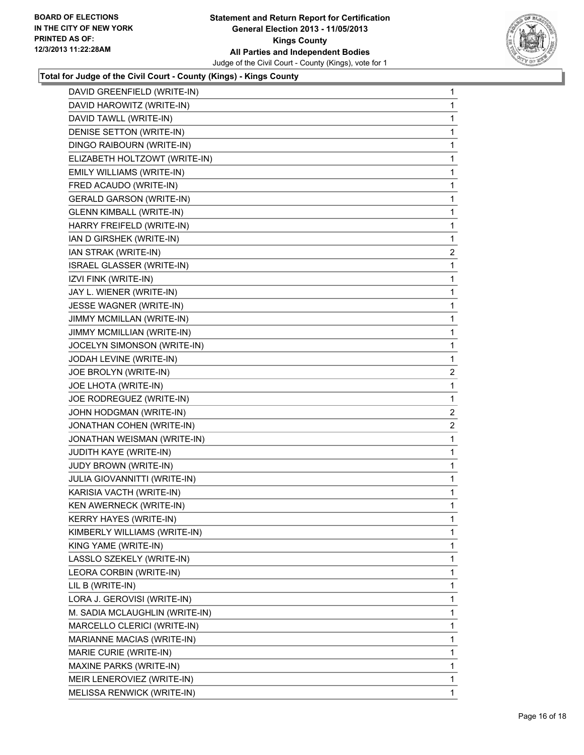**Total for Judge of the Civil Court - County (Kings) - Kings County**

| | |
|---|---|
| DAVID GREENFIELD (WRITE-IN) | 1 |
| DAVID HAROWITZ (WRITE-IN) | 1 |
| DAVID TAWLL (WRITE-IN) | 1 |
| DENISE SETTON (WRITE-IN) | 1 |
| DINGO RAIBOURN (WRITE-IN) | 1 |
| ELIZABETH HOLTZOWT (WRITE-IN) | 1 |
| EMILY WILLIAMS (WRITE-IN) | 1 |
| FRED ACAUDO (WRITE-IN) | 1 |
| GERALD GARSON (WRITE-IN) | 1 |
| GLENN KIMBALL (WRITE-IN) | 1 |
| HARRY FREIFELD (WRITE-IN) | 1 |
| IAN D GIRSHEK (WRITE-IN) | 1 |
| IAN STRAK (WRITE-IN) | 2 |
| ISRAEL GLASSER (WRITE-IN) | 1 |
| IZVI FINK (WRITE-IN) | 1 |
| JAY L. WIENER (WRITE-IN) | 1 |
| JESSE WAGNER (WRITE-IN) | 1 |
| JIMMY MCMILLAN (WRITE-IN) | 1 |
| JIMMY MCMILLIAN (WRITE-IN) | 1 |
| JOCELYN SIMONSON (WRITE-IN) | 1 |
| JODAH LEVINE (WRITE-IN) | 1 |
| JOE BROLYN (WRITE-IN) | 2 |
| JOE LHOTA (WRITE-IN) | 1 |
| JOE RODREGUEZ (WRITE-IN) | 1 |
| JOHN HODGMAN (WRITE-IN) | 2 |
| JONATHAN COHEN (WRITE-IN) | 2 |
| JONATHAN WEISMAN (WRITE-IN) | 1 |
| JUDITH KAYE (WRITE-IN) | 1 |
| JUDY BROWN (WRITE-IN) | 1 |
| JULIA GIOVANNITTI (WRITE-IN) | 1 |
| KARISIA VACTH (WRITE-IN) | 1 |
| KEN AWERNECK (WRITE-IN) | 1 |
| KERRY HAYES (WRITE-IN) | 1 |
| KIMBERLY WILLIAMS (WRITE-IN) | 1 |
| KING YAME (WRITE-IN) | 1 |
| LASSLO SZEKELY (WRITE-IN) | 1 |
| LEORA CORBIN (WRITE-IN) | 1 |
| LIL B (WRITE-IN) | 1 |
| LORA J. GEROVISI (WRITE-IN) | 1 |
| M. SADIA MCLAUGHLIN (WRITE-IN) | 1 |
| MARCELLO CLERICI (WRITE-IN) | 1 |
| MARIANNE MACIAS (WRITE-IN) | 1 |
| MARIE CURIE (WRITE-IN) | 1 |
| MAXINE PARKS (WRITE-IN) | 1 |
| MEIR LENEROVIEZ (WRITE-IN) | 1 |
| MELISSA RENWICK (WRITE-IN) | 1 |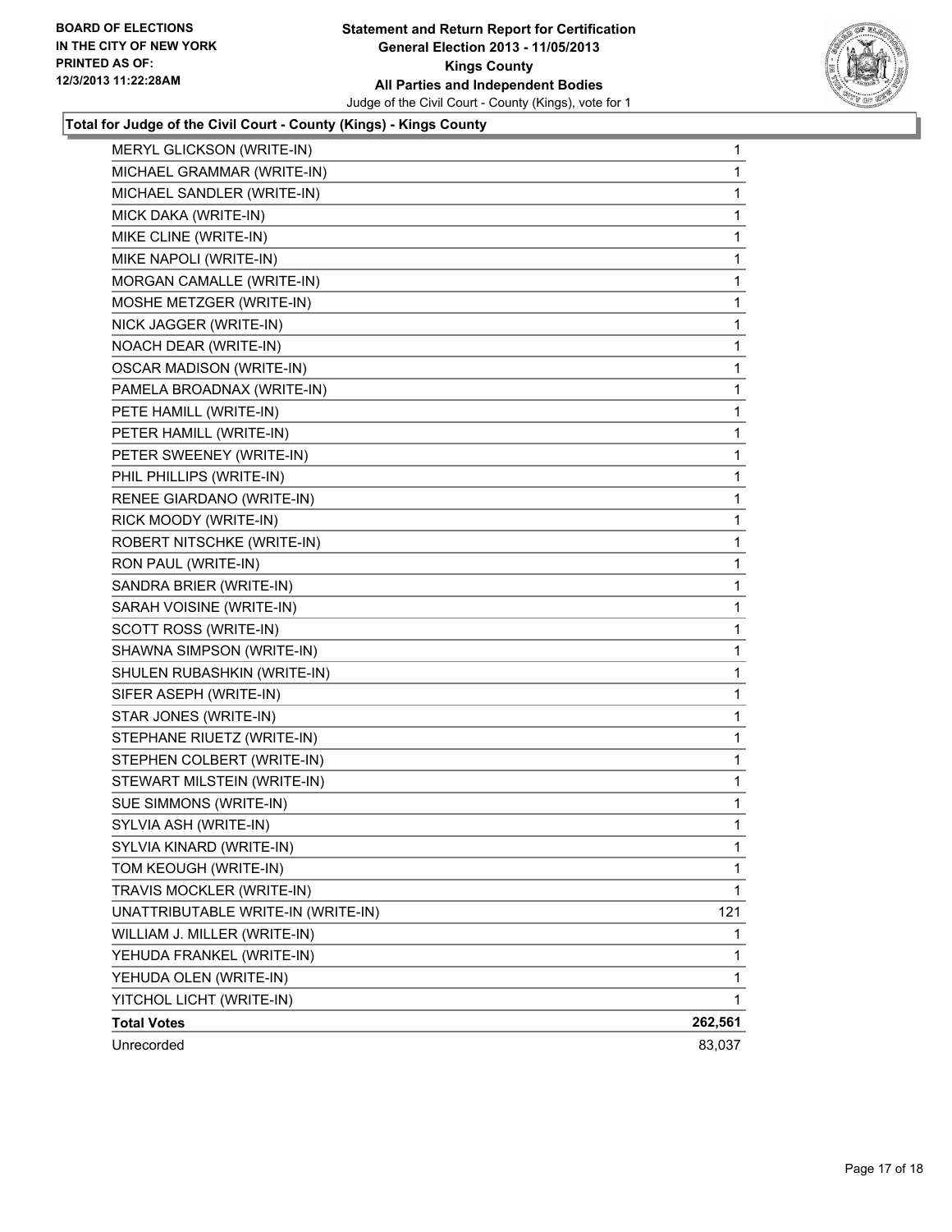**Statement and Return Report for Certification**
**General Election 2013 - 11/05/2013**
**Kings County**
**All Parties and Independent Bodies**
Judge of the Civil Court - County (Kings), vote for 1

BOARD OF ELECTIONS IN THE CITY OF NEW YORK PRINTED AS OF: 12/3/2013 11:22:28AM

### Total for Judge of the Civil Court - County (Kings) - Kings County

| | |
|---|---|
| MERYL GLICKSON (WRITE-IN) | 1 |
| MICHAEL GRAMMAR (WRITE-IN) | 1 |
| MICHAEL SANDLER (WRITE-IN) | 1 |
| MICK DAKA (WRITE-IN) | 1 |
| MIKE CLINE (WRITE-IN) | 1 |
| MIKE NAPOLI (WRITE-IN) | 1 |
| MORGAN CAMALLE (WRITE-IN) | 1 |
| MOSHE METZGER (WRITE-IN) | 1 |
| NICK JAGGER (WRITE-IN) | 1 |
| NOACH DEAR (WRITE-IN) | 1 |
| OSCAR MADISON (WRITE-IN) | 1 |
| PAMELA BROADNAX (WRITE-IN) | 1 |
| PETE HAMILL (WRITE-IN) | 1 |
| PETER HAMILL (WRITE-IN) | 1 |
| PETER SWEENEY (WRITE-IN) | 1 |
| PHIL PHILLIPS (WRITE-IN) | 1 |
| RENEE GIARDANO (WRITE-IN) | 1 |
| RICK MOODY (WRITE-IN) | 1 |
| ROBERT NITSCHKE (WRITE-IN) | 1 |
| RON PAUL (WRITE-IN) | 1 |
| SANDRA BRIER (WRITE-IN) | 1 |
| SARAH VOISINE (WRITE-IN) | 1 |
| SCOTT ROSS (WRITE-IN) | 1 |
| SHAWNA SIMPSON (WRITE-IN) | 1 |
| SHULEN RUBASHKIN (WRITE-IN) | 1 |
| SIFER ASEPH (WRITE-IN) | 1 |
| STAR JONES (WRITE-IN) | 1 |
| STEPHANE RIUETZ (WRITE-IN) | 1 |
| STEPHEN COLBERT (WRITE-IN) | 1 |
| STEWART MILSTEIN (WRITE-IN) | 1 |
| SUE SIMMONS (WRITE-IN) | 1 |
| SYLVIA ASH (WRITE-IN) | 1 |
| SYLVIA KINARD (WRITE-IN) | 1 |
| TOM KEOUGH (WRITE-IN) | 1 |
| TRAVIS MOCKLER (WRITE-IN) | 1 |
| UNATTRIBUTABLE WRITE-IN (WRITE-IN) | 121 |
| WILLIAM J. MILLER (WRITE-IN) | 1 |
| YEHUDA FRANKEL (WRITE-IN) | 1 |
| YEHUDA OLEN (WRITE-IN) | 1 |
| YITCHOL LICHT (WRITE-IN) | 1 |
| **Total Votes** | **262,561** |
| Unrecorded | 83,037 |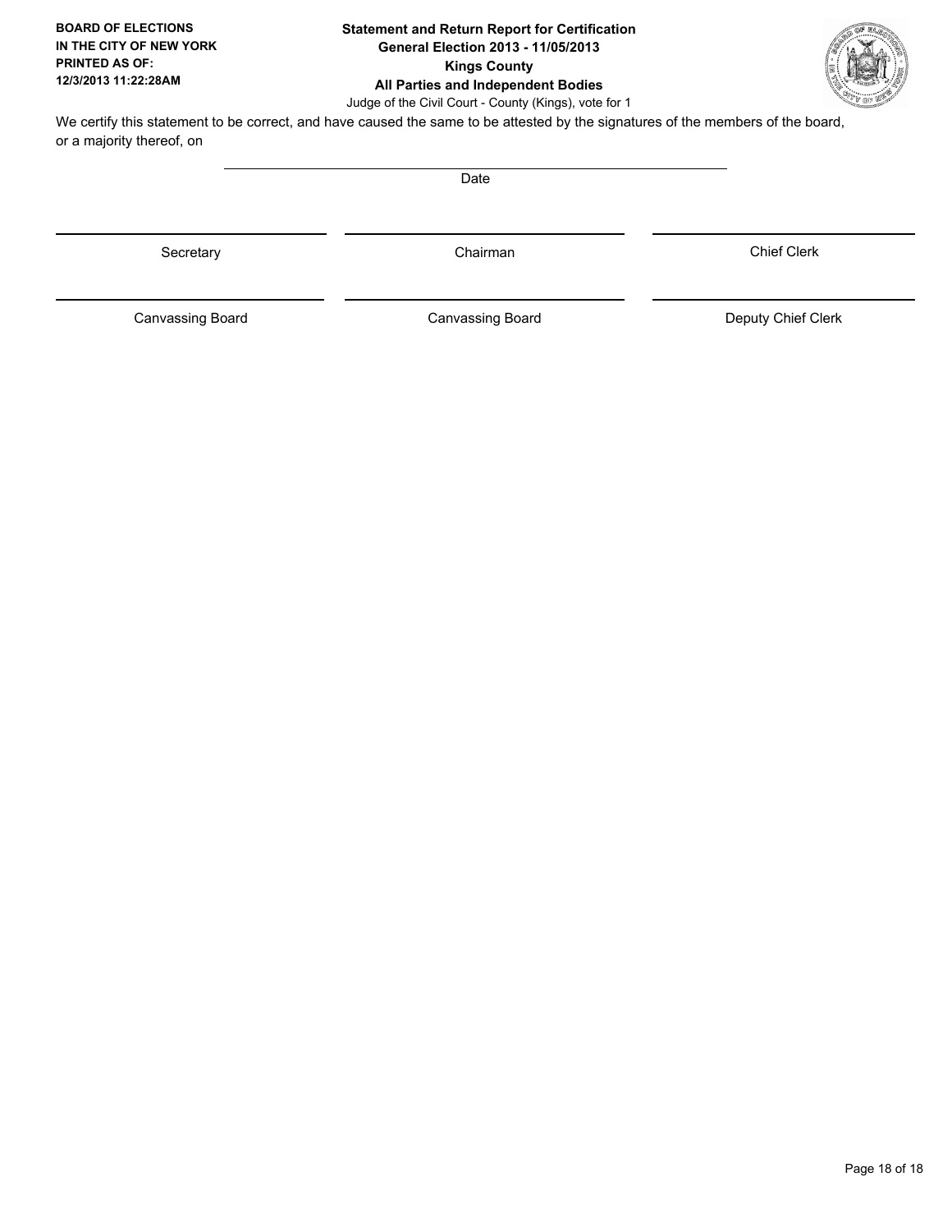We certify this statement to be correct, and have caused the same to be attested by the signatures of the members of the board, or a majority thereof, on

Date

| | | |
|---|---|---|
| Secretary | Chairman | Chief Clerk |
| Canvassing Board | Canvassing Board | Deputy Chief Clerk |